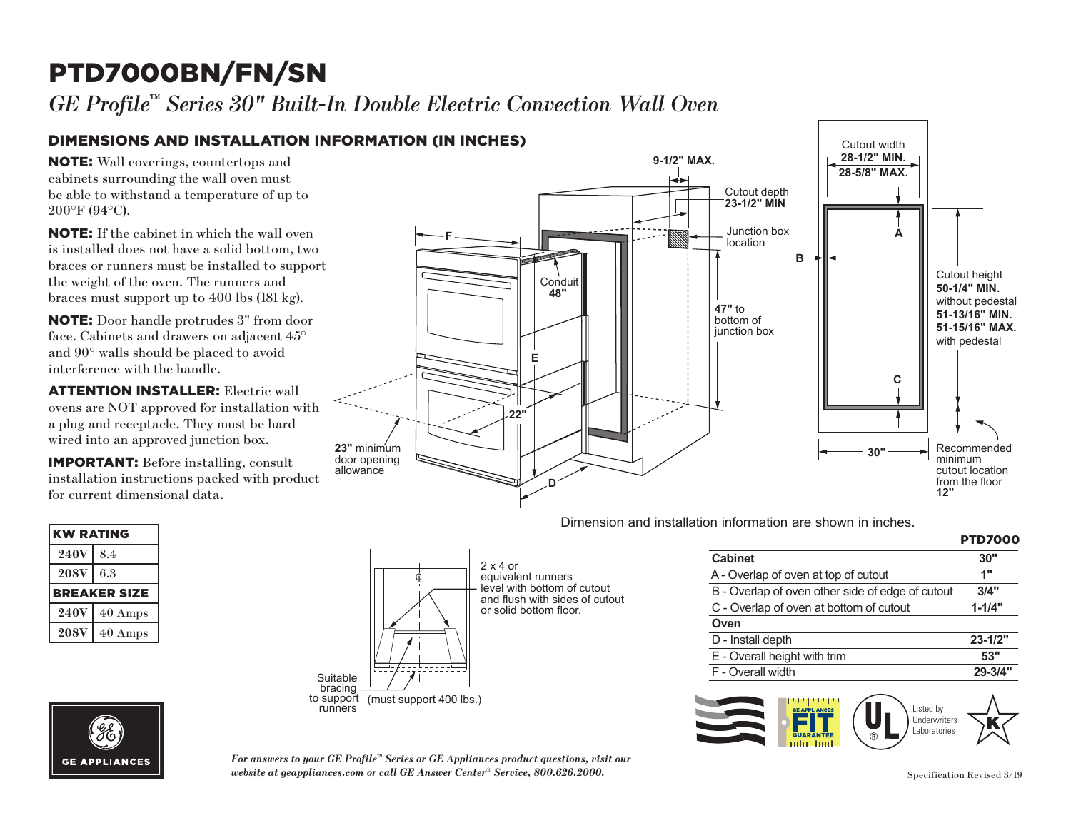# PTD7000BN/FN/SN

*GE Profile™ Series 30" Built-In Double Electric Convection Wall Oven*

## DIMENSIONS AND INSTALLATION INFORMATION (IN INCHES)

**NOTE:** Wall coverings, countertops and cabinets surrounding the wall oven must be able to withstand a temperature of up to 200°F (94°C).

**NOTE:** If the cabinet in which the wall oven is installed does not have a solid bottom, two braces or runners must be installed to support the weight of the oven. The runners and braces must support up to 400 lbs (181 kg).

**NOTE:** Door handle protrudes 3" from door face. Cabinets and drawers on adjacent 45° and 90° walls should be placed to avoid interference with the handle.

**ATTENTION INSTALLER:** Electric wall ovens are NOT approved for installation with a plug and receptacle. They must be hard wired into an approved junction box.

**IMPORTANT:** Before installing, consult installation instructions packed with product for current dimensional data.

9-1/2" MAX.

Cutout depth **23-1/2" MIN**

Junction box location

Conduit **48"**

**47"** to bottom of junction box

**22"**

**23"** minimum door opening allowance

Cutout width **28-1/2" MIN.** **28-5/8" MAX.**

Cutout height **50-1/4" MIN.** without pedestal **51-13/16" MIN.** **51-15/16" MAX.** with pedestal

**30"**

Recommended minimum cutout location from the floor **12"**

Dimension and installation information are shown in inches.

| KW RATING | |
|---|---|
| 240V | 8.4 |
| 208V | 6.3 |
| **BREAKER SIZE** | |
| 240V | 40 Amps |
| 208V | 40 Amps |

2 x 4 or equivalent runners level with bottom of cutout and flush with sides of cutout or solid bottom floor.

Suitable bracing to support runners (must support 400 lbs.)

| | PTD7000 |
|---|---|
| **Cabinet** | **30"** |
| A - Overlap of oven at top of cutout | **1"** |
| B - Overlap of oven other side of edge of cutout | **3/4"** |
| C - Overlap of oven at bottom of cutout | **1-1/4"** |
| **Oven** | |
| D - Install depth | **23-1/2"** |
| E - Overall height with trim | **53"** |
| F - Overall width | **29-3/4"** |

Listed by Underwriters Laboratories

*For answers to your GE Profile™ Series or GE Appliances product questions, visit our website at geappliances.com or call GE Answer Center® Service, 800.626.2000.*

Specification Revised 3/19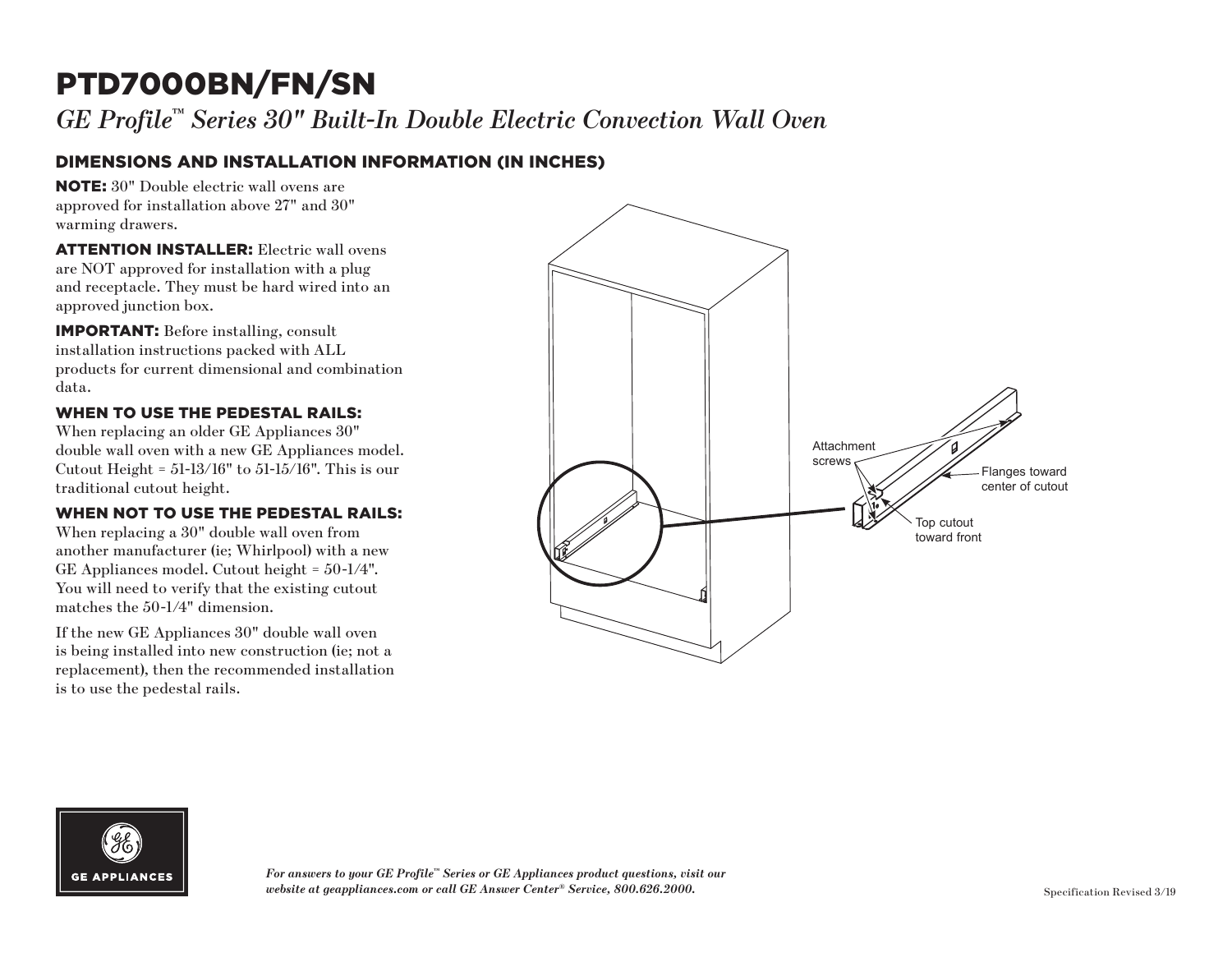# PTD7000BN/FN/SN

*GE Profile™ Series 30" Built-In Double Electric Convection Wall Oven*

## DIMENSIONS AND INSTALLATION INFORMATION (IN INCHES)

**NOTE:** 30" Double electric wall ovens are approved for installation above 27" and 30" warming drawers.

**ATTENTION INSTALLER:** Electric wall ovens are NOT approved for installation with a plug and receptacle. They must be hard wired into an approved junction box.

**IMPORTANT:** Before installing, consult installation instructions packed with ALL products for current dimensional and combination data.

### WHEN TO USE THE PEDESTAL RAILS:

When replacing an older GE Appliances 30" double wall oven with a new GE Appliances model. Cutout Height = 51-13/16" to 51-15/16". This is our traditional cutout height.

### WHEN NOT TO USE THE PEDESTAL RAILS:

When replacing a 30" double wall oven from another manufacturer (ie; Whirlpool) with a new GE Appliances model. Cutout height = 50-1/4". You will need to verify that the existing cutout matches the 50-1/4" dimension.

If the new GE Appliances 30" double wall oven is being installed into new construction (ie; not a replacement), then the recommended installation is to use the pedestal rails.

Attachment screws

Flanges toward center of cutout

Top cutout toward front

*For answers to your GE Profile™ Series or GE Appliances product questions, visit our website at geappliances.com or call GE Answer Center® Service, 800.626.2000.*

Specification Revised 3/19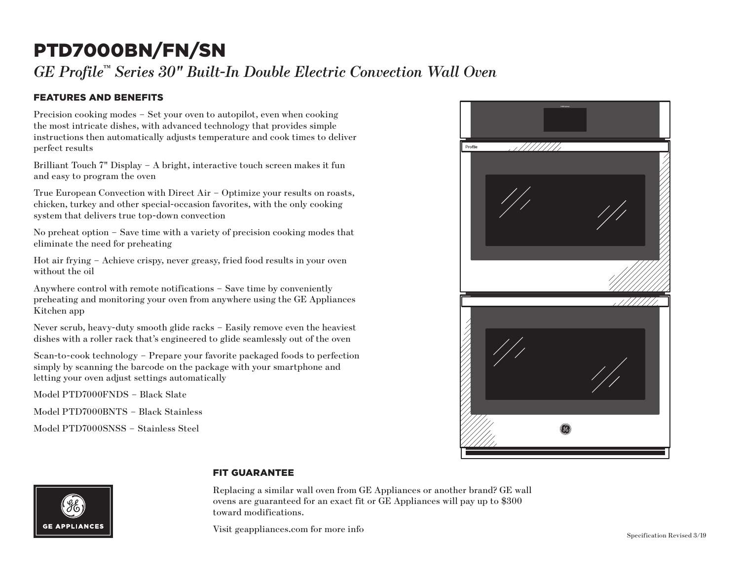# PTD7000BN/FN/SN

*GE Profile™ Series 30" Built-In Double Electric Convection Wall Oven*

## FEATURES AND BENEFITS

Precision cooking modes – Set your oven to autopilot, even when cooking the most intricate dishes, with advanced technology that provides simple instructions then automatically adjusts temperature and cook times to deliver perfect results

Brilliant Touch 7" Display – A bright, interactive touch screen makes it fun and easy to program the oven

True European Convection with Direct Air – Optimize your results on roasts, chicken, turkey and other special-occasion favorites, with the only cooking system that delivers true top-down convection

No preheat option – Save time with a variety of precision cooking modes that eliminate the need for preheating

Hot air frying – Achieve crispy, never greasy, fried food results in your oven without the oil

Anywhere control with remote notifications – Save time by conveniently preheating and monitoring your oven from anywhere using the GE Appliances Kitchen app

Never scrub, heavy-duty smooth glide racks – Easily remove even the heaviest dishes with a roller rack that's engineered to glide seamlessly out of the oven

Scan-to-cook technology – Prepare your favorite packaged foods to perfection simply by scanning the barcode on the package with your smartphone and letting your oven adjust settings automatically

Model PTD7000FNDS – Black Slate

Model PTD7000BNTS – Black Stainless

Model PTD7000SNSS – Stainless Steel

## FIT GUARANTEE

Replacing a similar wall oven from GE Appliances or another brand? GE wall ovens are guaranteed for an exact fit or GE Appliances will pay up to $300 toward modifications.

Visit geappliances.com for more info

GE APPLIANCES

Specification Revised 3/19